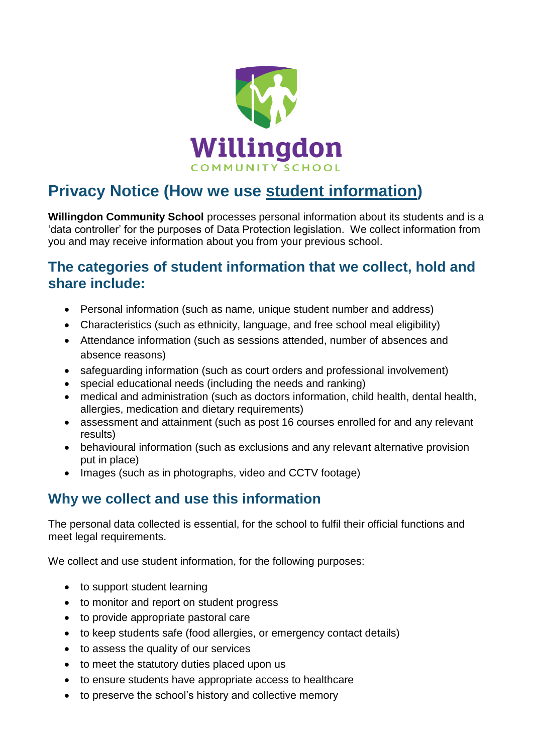Willingdon

COMMUNITY SCHOOL

# Privacy Notice (How we use student information)

**Willingdon Community School** processes personal information about its students and is a 'data controller' for the purposes of Data Protection legislation. We collect information from you and may receive information about you from your previous school.

## The categories of student information that we collect, hold and share include:

- Personal information (such as name, unique student number and address)
- Characteristics (such as ethnicity, language, and free school meal eligibility)
- Attendance information (such as sessions attended, number of absences and absence reasons)
- safeguarding information (such as court orders and professional involvement)
- special educational needs (including the needs and ranking)
- medical and administration (such as doctors information, child health, dental health, allergies, medication and dietary requirements)
- assessment and attainment (such as post 16 courses enrolled for and any relevant results)
- behavioural information (such as exclusions and any relevant alternative provision put in place)
- Images (such as in photographs, video and CCTV footage)

## Why we collect and use this information

The personal data collected is essential, for the school to fulfil their official functions and meet legal requirements.

We collect and use student information, for the following purposes:

- to support student learning
- to monitor and report on student progress
- to provide appropriate pastoral care
- to keep students safe (food allergies, or emergency contact details)
- to assess the quality of our services
- to meet the statutory duties placed upon us
- to ensure students have appropriate access to healthcare
- to preserve the school's history and collective memory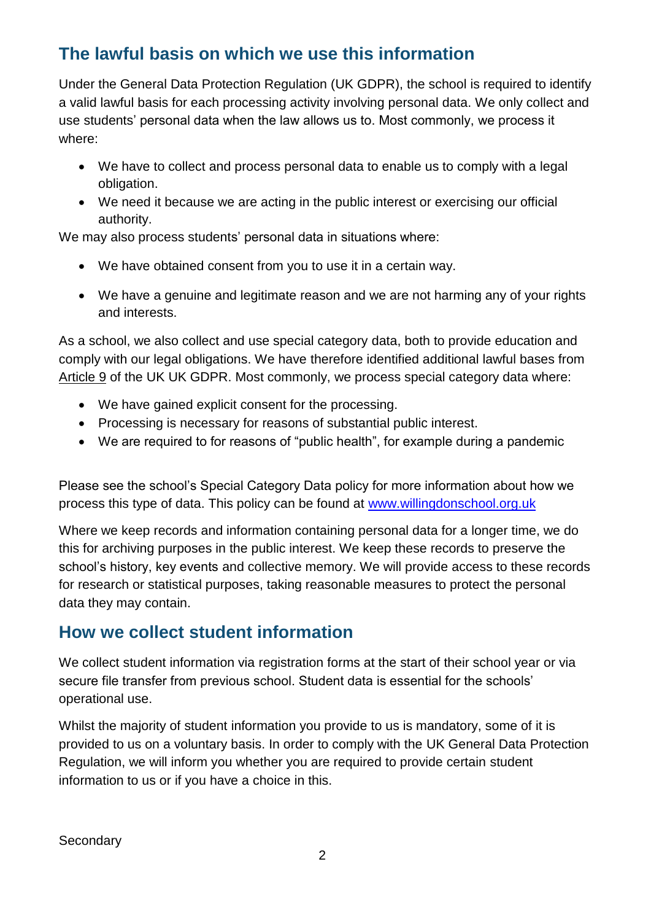## The lawful basis on which we use this information

Under the General Data Protection Regulation (UK GDPR), the school is required to identify a valid lawful basis for each processing activity involving personal data. We only collect and use students' personal data when the law allows us to. Most commonly, we process it where:

- We have to collect and process personal data to enable us to comply with a legal obligation.
- We need it because we are acting in the public interest or exercising our official authority.

We may also process students' personal data in situations where:

- We have obtained consent from you to use it in a certain way.
- We have a genuine and legitimate reason and we are not harming any of your rights and interests.

As a school, we also collect and use special category data, both to provide education and comply with our legal obligations. We have therefore identified additional lawful bases from Article 9 of the UK UK GDPR. Most commonly, we process special category data where:

- We have gained explicit consent for the processing.
- Processing is necessary for reasons of substantial public interest.
- We are required to for reasons of "public health", for example during a pandemic

Please see the school's Special Category Data policy for more information about how we process this type of data. This policy can be found at www.willingdonschool.org.uk

Where we keep records and information containing personal data for a longer time, we do this for archiving purposes in the public interest. We keep these records to preserve the school's history, key events and collective memory. We will provide access to these records for research or statistical purposes, taking reasonable measures to protect the personal data they may contain.

## How we collect student information

We collect student information via registration forms at the start of their school year or via secure file transfer from previous school. Student data is essential for the schools' operational use.

Whilst the majority of student information you provide to us is mandatory, some of it is provided to us on a voluntary basis. In order to comply with the UK General Data Protection Regulation, we will inform you whether you are required to provide certain student information to us or if you have a choice in this.

Secondary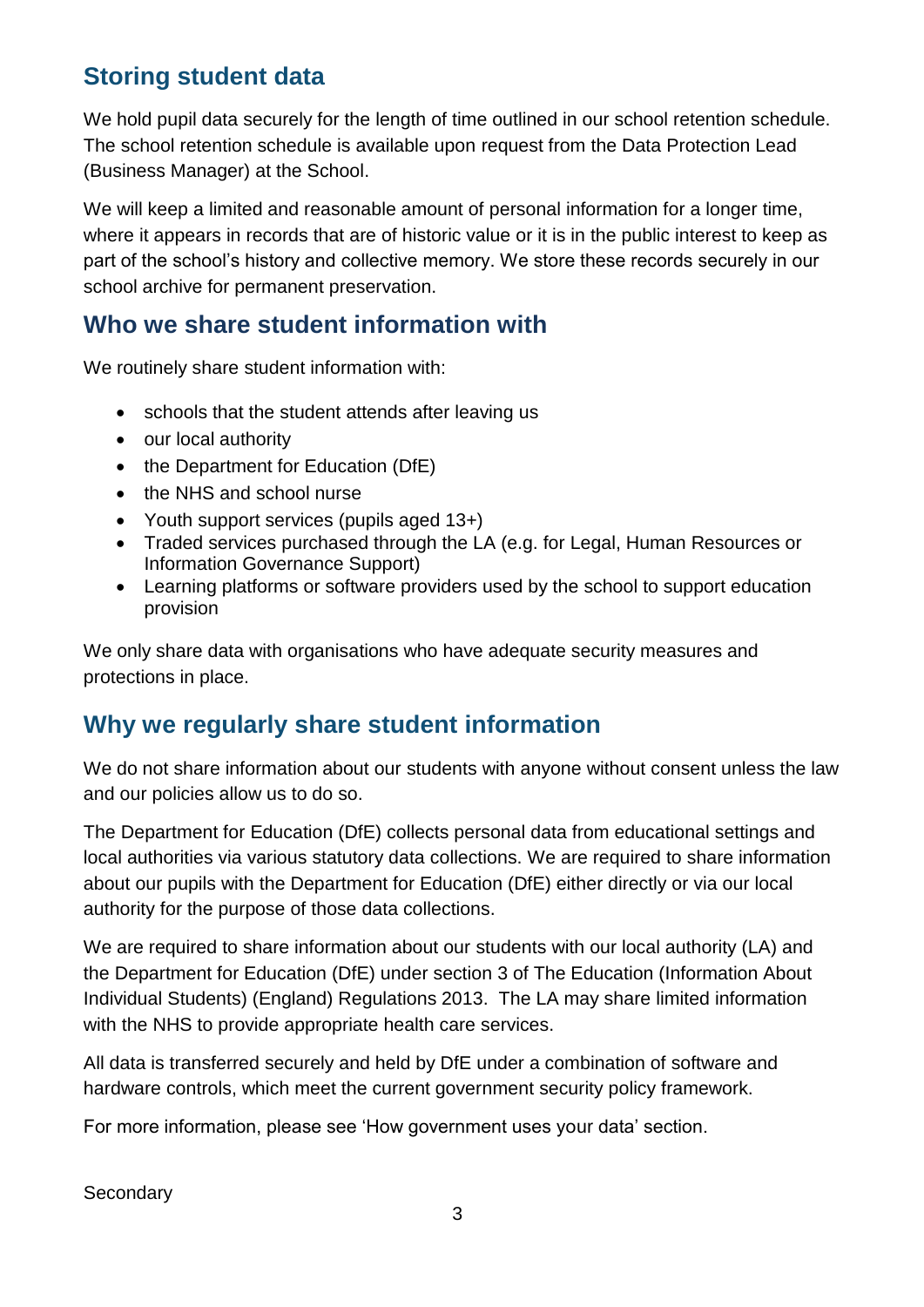## Storing student data

We hold pupil data securely for the length of time outlined in our school retention schedule. The school retention schedule is available upon request from the Data Protection Lead (Business Manager) at the School.

We will keep a limited and reasonable amount of personal information for a longer time, where it appears in records that are of historic value or it is in the public interest to keep as part of the school's history and collective memory. We store these records securely in our school archive for permanent preservation.

## Who we share student information with

We routinely share student information with:

- schools that the student attends after leaving us
- our local authority
- the Department for Education (DfE)
- the NHS and school nurse
- Youth support services (pupils aged 13+)
- Traded services purchased through the LA (e.g. for Legal, Human Resources or Information Governance Support)
- Learning platforms or software providers used by the school to support education provision

We only share data with organisations who have adequate security measures and protections in place.

## Why we regularly share student information

We do not share information about our students with anyone without consent unless the law and our policies allow us to do so.

The Department for Education (DfE) collects personal data from educational settings and local authorities via various statutory data collections. We are required to share information about our pupils with the Department for Education (DfE) either directly or via our local authority for the purpose of those data collections.

We are required to share information about our students with our local authority (LA) and the Department for Education (DfE) under section 3 of The Education (Information About Individual Students) (England) Regulations 2013. The LA may share limited information with the NHS to provide appropriate health care services.

All data is transferred securely and held by DfE under a combination of software and hardware controls, which meet the current government security policy framework.

For more information, please see 'How government uses your data' section.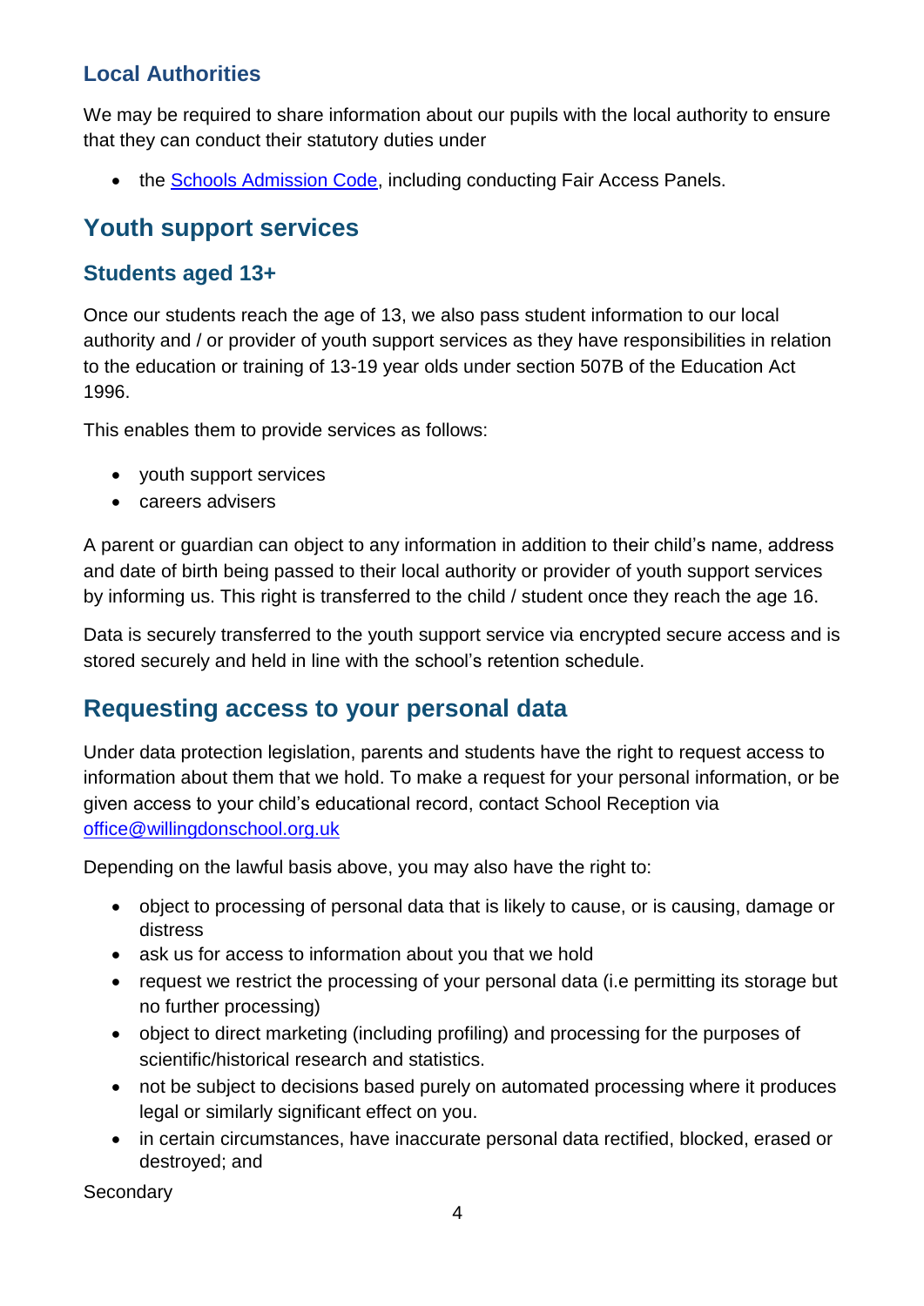### Local Authorities

We may be required to share information about our pupils with the local authority to ensure that they can conduct their statutory duties under

- the Schools Admission Code, including conducting Fair Access Panels.

## Youth support services

### Students aged 13+

Once our students reach the age of 13, we also pass student information to our local authority and / or provider of youth support services as they have responsibilities in relation to the education or training of 13-19 year olds under section 507B of the Education Act 1996.

This enables them to provide services as follows:

- youth support services
- careers advisers

A parent or guardian can object to any information in addition to their child's name, address and date of birth being passed to their local authority or provider of youth support services by informing us. This right is transferred to the child / student once they reach the age 16.

Data is securely transferred to the youth support service via encrypted secure access and is stored securely and held in line with the school's retention schedule.

## Requesting access to your personal data

Under data protection legislation, parents and students have the right to request access to information about them that we hold. To make a request for your personal information, or be given access to your child's educational record, contact School Reception via office@willingdonschool.org.uk

Depending on the lawful basis above, you may also have the right to:

- object to processing of personal data that is likely to cause, or is causing, damage or distress
- ask us for access to information about you that we hold
- request we restrict the processing of your personal data (i.e permitting its storage but no further processing)
- object to direct marketing (including profiling) and processing for the purposes of scientific/historical research and statistics.
- not be subject to decisions based purely on automated processing where it produces legal or similarly significant effect on you.
- in certain circumstances, have inaccurate personal data rectified, blocked, erased or destroyed; and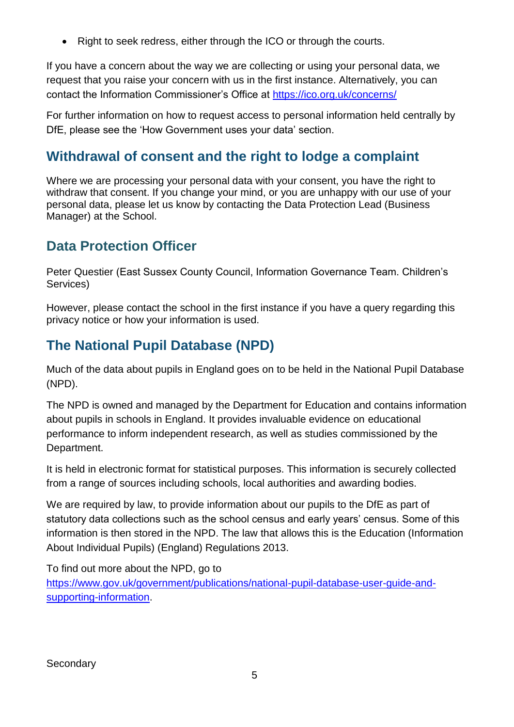- Right to seek redress, either through the ICO or through the courts.

If you have a concern about the way we are collecting or using your personal data, we request that you raise your concern with us in the first instance. Alternatively, you can contact the Information Commissioner's Office at https://ico.org.uk/concerns/

For further information on how to request access to personal information held centrally by DfE, please see the 'How Government uses your data' section.

## Withdrawal of consent and the right to lodge a complaint

Where we are processing your personal data with your consent, you have the right to withdraw that consent. If you change your mind, or you are unhappy with our use of your personal data, please let us know by contacting the Data Protection Lead (Business Manager) at the School.

## Data Protection Officer

Peter Questier (East Sussex County Council, Information Governance Team. Children's Services)

However, please contact the school in the first instance if you have a query regarding this privacy notice or how your information is used.

## The National Pupil Database (NPD)

Much of the data about pupils in England goes on to be held in the National Pupil Database (NPD).

The NPD is owned and managed by the Department for Education and contains information about pupils in schools in England. It provides invaluable evidence on educational performance to inform independent research, as well as studies commissioned by the Department.

It is held in electronic format for statistical purposes. This information is securely collected from a range of sources including schools, local authorities and awarding bodies.

We are required by law, to provide information about our pupils to the DfE as part of statutory data collections such as the school census and early years' census. Some of this information is then stored in the NPD. The law that allows this is the Education (Information About Individual Pupils) (England) Regulations 2013.

To find out more about the NPD, go to https://www.gov.uk/government/publications/national-pupil-database-user-guide-and-supporting-information.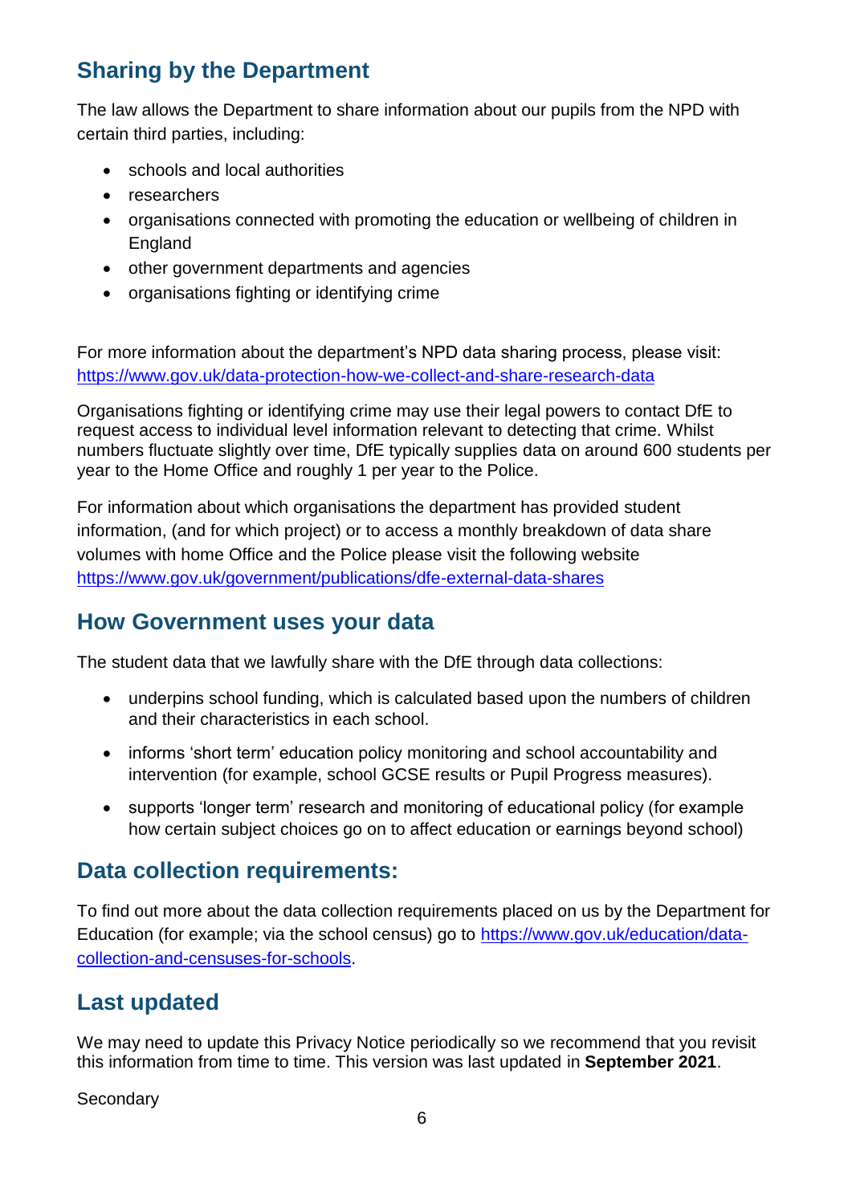## Sharing by the Department

The law allows the Department to share information about our pupils from the NPD with certain third parties, including:

- schools and local authorities
- researchers
- organisations connected with promoting the education or wellbeing of children in England
- other government departments and agencies
- organisations fighting or identifying crime

For more information about the department's NPD data sharing process, please visit: https://www.gov.uk/data-protection-how-we-collect-and-share-research-data

Organisations fighting or identifying crime may use their legal powers to contact DfE to request access to individual level information relevant to detecting that crime. Whilst numbers fluctuate slightly over time, DfE typically supplies data on around 600 students per year to the Home Office and roughly 1 per year to the Police.

For information about which organisations the department has provided student information, (and for which project) or to access a monthly breakdown of data share volumes with home Office and the Police please visit the following website https://www.gov.uk/government/publications/dfe-external-data-shares

## How Government uses your data

The student data that we lawfully share with the DfE through data collections:

- underpins school funding, which is calculated based upon the numbers of children and their characteristics in each school.
- informs 'short term' education policy monitoring and school accountability and intervention (for example, school GCSE results or Pupil Progress measures).
- supports 'longer term' research and monitoring of educational policy (for example how certain subject choices go on to affect education or earnings beyond school)

## Data collection requirements:

To find out more about the data collection requirements placed on us by the Department for Education (for example; via the school census) go to https://www.gov.uk/education/data-collection-and-censuses-for-schools.

## Last updated

We may need to update this Privacy Notice periodically so we recommend that you revisit this information from time to time. This version was last updated in **September 2021**.